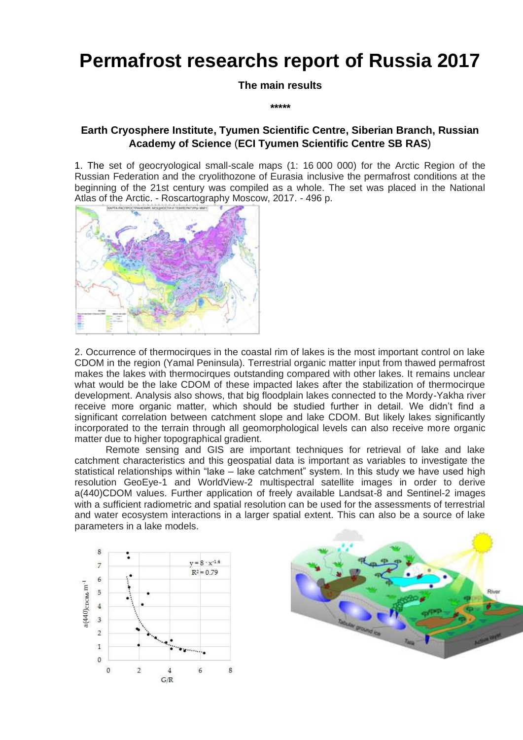# Permafrost researchs report of Russia 2017

**The main results**

**\*\*\*\*\***

**Earth Cryosphere Institute, Tyumen Scientific Centre, Siberian Branch, Russian Academy of Science (ECI Tyumen Scientific Centre SB RAS)**

1. The set of geocryological small-scale maps (1: 16 000 000) for the Arctic Region of the Russian Federation and the cryolithozone of Eurasia inclusive the permafrost conditions at the beginning of the 21st century was compiled as a whole. The set was placed in the National Atlas of the Arctic. - Roscartography Moscow, 2017. - 496 p.

2. Occurrence of thermocirques in the coastal rim of lakes is the most important control on lake CDOM in the region (Yamal Peninsula). Terrestrial organic matter input from thawed permafrost makes the lakes with thermocirques outstanding compared with other lakes. It remains unclear what would be the lake CDOM of these impacted lakes after the stabilization of thermocirque development. Analysis also shows, that big floodplain lakes connected to the Mordy-Yakha river receive more organic matter, which should be studied further in detail. We didn't find a significant correlation between catchment slope and lake CDOM. But likely lakes significantly incorporated to the terrain through all geomorphological levels can also receive more organic matter due to higher topographical gradient.

Remote sensing and GIS are important techniques for retrieval of lake and lake catchment characteristics and this geospatial data is important as variables to investigate the statistical relationships within "lake – lake catchment" system. In this study we have used high resolution GeoEye-1 and WorldView-2 multispectral satellite images in order to derive a(440)CDOM values. Further application of freely available Landsat-8 and Sentinel-2 images with a sufficient radiometric and spatial resolution can be used for the assessments of terrestrial and water ecosystem interactions in a larger spatial extent. This can also be a source of lake parameters in a lake models.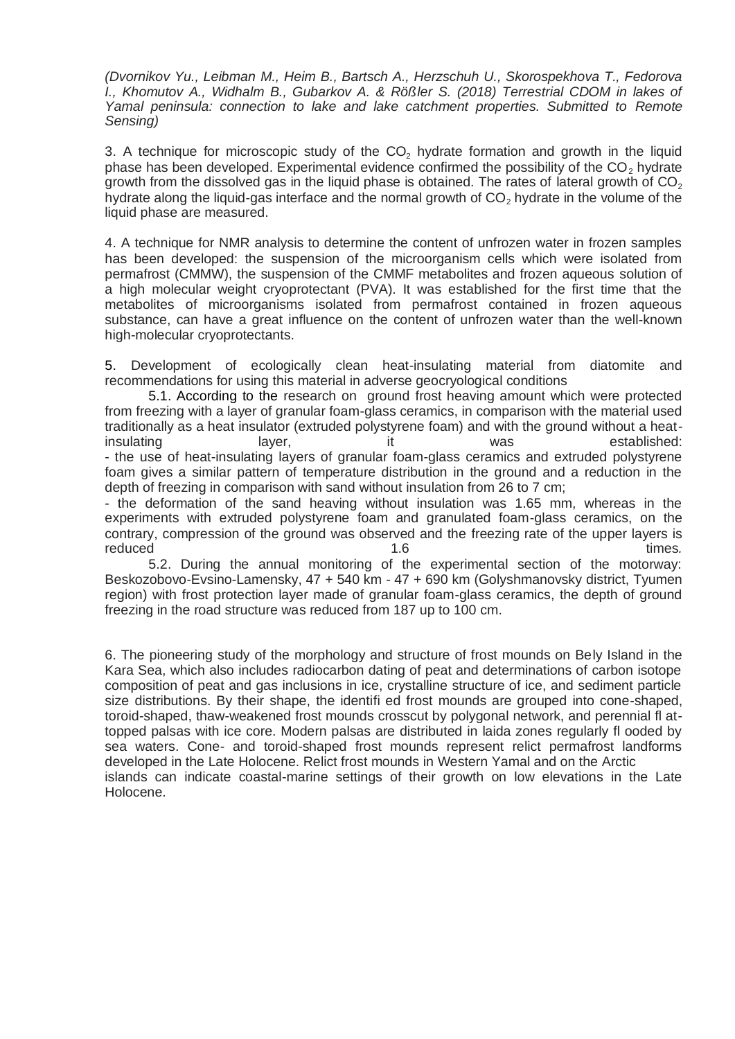*(Dvornikov Yu., Leibman M., Heim B., Bartsch A., Herzschuh U., Skorospekhova T., Fedorova I., Khomutov A., Widhalm B., Gubarkov A. & Rößler S. (2018) Terrestrial CDOM in lakes of Yamal peninsula: connection to lake and lake catchment properties. Submitted to Remote Sensing)*

3. A technique for microscopic study of the $CO_2$ hydrate formation and growth in the liquid phase has been developed. Experimental evidence confirmed the possibility of the $CO_2$ hydrate growth from the dissolved gas in the liquid phase is obtained. The rates of lateral growth of $CO_2$ hydrate along the liquid-gas interface and the normal growth of $CO_2$ hydrate in the volume of the liquid phase are measured.

4. A technique for NMR analysis to determine the content of unfrozen water in frozen samples has been developed: the suspension of the microorganism cells which were isolated from permafrost (CMMW), the suspension of the CMMF metabolites and frozen aqueous solution of a high molecular weight cryoprotectant (PVA). It was established for the first time that the metabolites of microorganisms isolated from permafrost contained in frozen aqueous substance, can have a great influence on the content of unfrozen water than the well-known high-molecular cryoprotectants.

5. Development of ecologically clean heat-insulating material from diatomite and recommendations for using this material in adverse geocryological conditions

5.1. According to the research on ground frost heaving amount which were protected from freezing with a layer of granular foam-glass ceramics, in comparison with the material used traditionally as a heat insulator (extruded polystyrene foam) and with the ground without a heat-insulating layer, it was established:
- the use of heat-insulating layers of granular foam-glass ceramics and extruded polystyrene foam gives a similar pattern of temperature distribution in the ground and a reduction in the depth of freezing in comparison with sand without insulation from 26 to 7 cm;
- the deformation of the sand heaving without insulation was 1.65 mm, whereas in the experiments with extruded polystyrene foam and granulated foam-glass ceramics, on the contrary, compression of the ground was observed and the freezing rate of the upper layers is reduced 1.6 times.

5.2. During the annual monitoring of the experimental section of the motorway: Beskozobovo-Evsino-Lamensky, 47 + 540 km - 47 + 690 km (Golyshmanovsky district, Tyumen region) with frost protection layer made of granular foam-glass ceramics, the depth of ground freezing in the road structure was reduced from 187 up to 100 cm.

6. The pioneering study of the morphology and structure of frost mounds on Bely Island in the Kara Sea, which also includes radiocarbon dating of peat and determinations of carbon isotope composition of peat and gas inclusions in ice, crystalline structure of ice, and sediment particle size distributions. By their shape, the identifi ed frost mounds are grouped into cone-shaped, toroid-shaped, thaw-weakened frost mounds crosscut by polygonal network, and perennial fl at-topped palsas with ice core. Modern palsas are distributed in laida zones regularly fl ooded by sea waters. Cone- and toroid-shaped frost mounds represent relict permafrost landforms developed in the Late Holocene. Relict frost mounds in Western Yamal and on the Arctic islands can indicate coastal-marine settings of their growth on low elevations in the Late Holocene.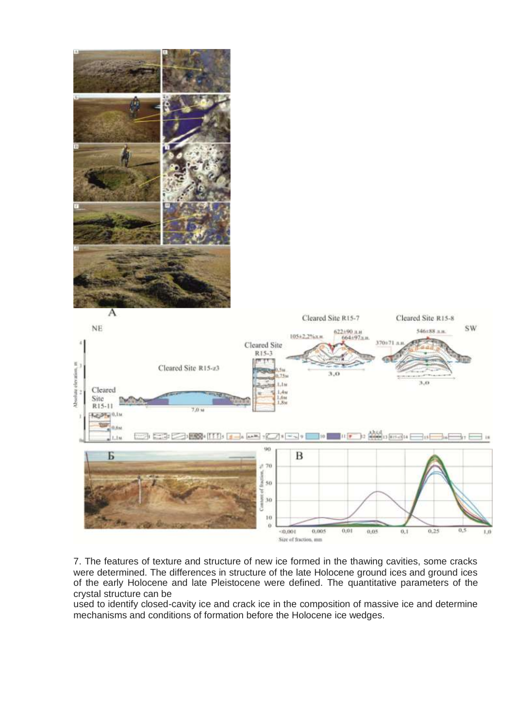7. The features of texture and structure of new ice formed in the thawing cavities, some cracks were determined. The differences in structure of the late Holocene ground ices and ground ices of the early Holocene and late Pleistocene were defined. The quantitative parameters of the crystal structure can be used to identify closed-cavity ice and crack ice in the composition of massive ice and determine mechanisms and conditions of formation before the Holocene ice wedges.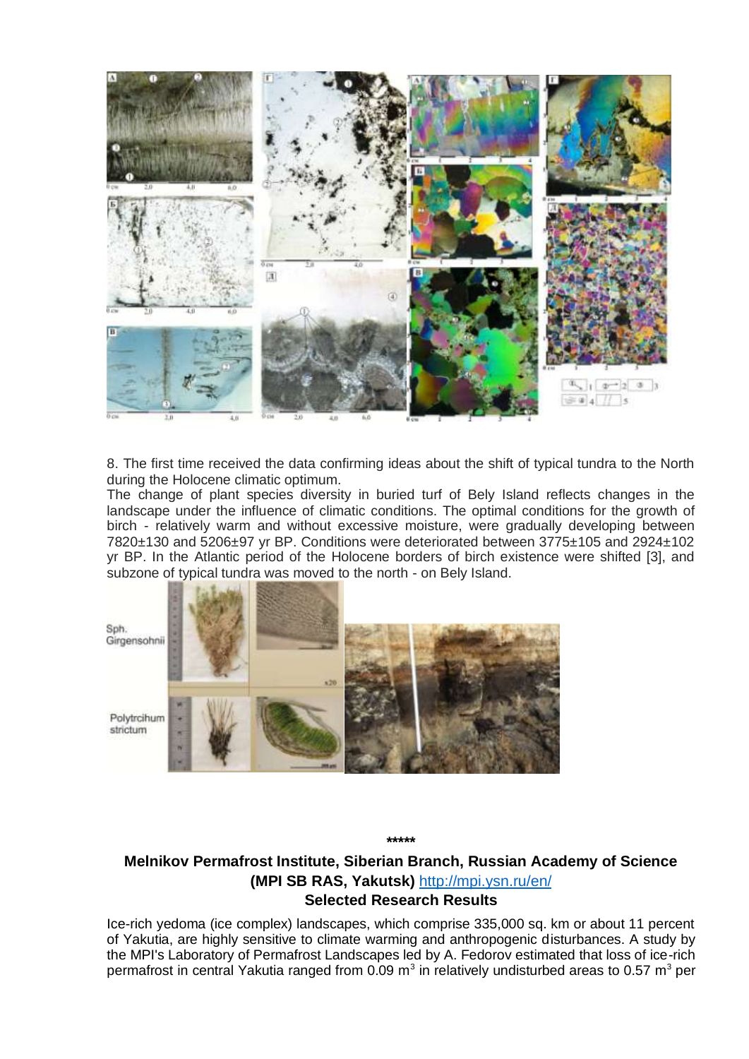8. The first time received the data confirming ideas about the shift of typical tundra to the North during the Holocene climatic optimum.

The change of plant species diversity in buried turf of Bely Island reflects changes in the landscape under the influence of climatic conditions. The optimal conditions for the growth of birch - relatively warm and without excessive moisture, were gradually developing between 7820±130 and 5206±97 yr BP. Conditions were deteriorated between 3775±105 and 2924±102 yr BP. In the Atlantic period of the Holocene borders of birch existence were shifted [3], and subzone of typical tundra was moved to the north - on Bely Island.

\*\*\*\*\*

## Melnikov Permafrost Institute, Siberian Branch, Russian Academy of Science (MPI SB RAS, Yakutsk) http://mpi.ysn.ru/en/

### Selected Research Results

Ice-rich yedoma (ice complex) landscapes, which comprise 335,000 sq. km or about 11 percent of Yakutia, are highly sensitive to climate warming and anthropogenic disturbances. A study by the MPI's Laboratory of Permafrost Landscapes led by A. Fedorov estimated that loss of ice-rich permafrost in central Yakutia ranged from 0.09 m$^3$ in relatively undisturbed areas to 0.57 m$^3$ per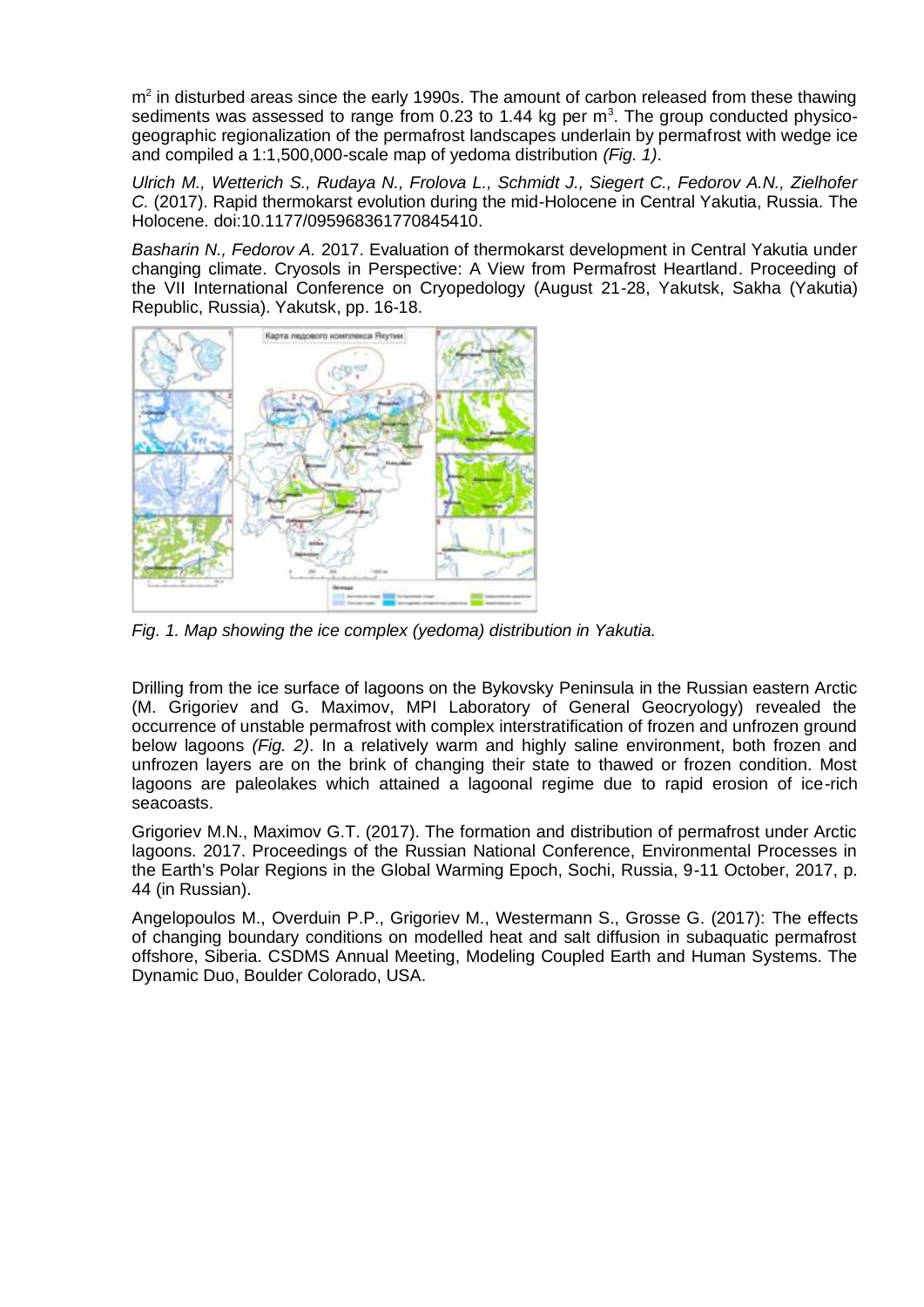$m^2$ in disturbed areas since the early 1990s. The amount of carbon released from these thawing sediments was assessed to range from 0.23 to 1.44 kg per $m^3$. The group conducted physico-geographic regionalization of the permafrost landscapes underlain by permafrost with wedge ice and compiled a 1:1,500,000-scale map of yedoma distribution *(Fig. 1)*.

*Ulrich M., Wetterich S., Rudaya N., Frolova L., Schmidt J., Siegert C., Fedorov A.N., Zielhofer C.* (2017). Rapid thermokarst evolution during the mid-Holocene in Central Yakutia, Russia. The Holocene. doi:10.1177/095968361770845410.

*Basharin N., Fedorov A.* 2017. Evaluation of thermokarst development in Central Yakutia under changing climate. Cryosols in Perspective: A View from Permafrost Heartland. Proceeding of the VII International Conference on Cryopedology (August 21-28, Yakutsk, Sakha (Yakutia) Republic, Russia). Yakutsk, pp. 16-18.

*Fig. 1. Map showing the ice complex (yedoma) distribution in Yakutia.*

Drilling from the ice surface of lagoons on the Bykovsky Peninsula in the Russian eastern Arctic (M. Grigoriev and G. Maximov, MPI Laboratory of General Geocryology) revealed the occurrence of unstable permafrost with complex interstratification of frozen and unfrozen ground below lagoons *(Fig. 2)*. In a relatively warm and highly saline environment, both frozen and unfrozen layers are on the brink of changing their state to thawed or frozen condition. Most lagoons are paleolakes which attained a lagoonal regime due to rapid erosion of ice-rich seacoasts.

Grigoriev M.N., Maximov G.T. (2017). The formation and distribution of permafrost under Arctic lagoons. 2017. Proceedings of the Russian National Conference, Environmental Processes in the Earth's Polar Regions in the Global Warming Epoch, Sochi, Russia, 9-11 October, 2017, p. 44 (in Russian).

Angelopoulos M., Overduin P.P., Grigoriev M., Westermann S., Grosse G. (2017): The effects of changing boundary conditions on modelled heat and salt diffusion in subaquatic permafrost offshore, Siberia. CSDMS Annual Meeting, Modeling Coupled Earth and Human Systems. The Dynamic Duo, Boulder Colorado, USA.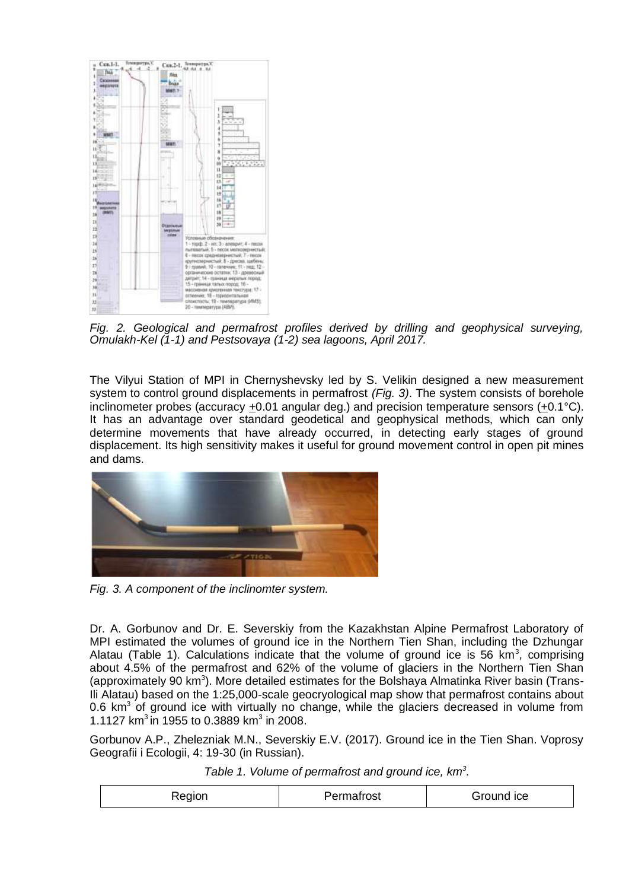*Fig. 2. Geological and permafrost profiles derived by drilling and geophysical surveying, Omulakh-Kel (1-1) and Pestsovaya (1-2) sea lagoons, April 2017.*

The Vilyui Station of MPI in Chernyshevsky led by S. Velikin designed a new measurement system to control ground displacements in permafrost *(Fig. 3)*. The system consists of borehole inclinometer probes (accuracy ±0.01 angular deg.) and precision temperature sensors (±0.1°C). It has an advantage over standard geodetical and geophysical methods, which can only determine movements that have already occurred, in detecting early stages of ground displacement. Its high sensitivity makes it useful for ground movement control in open pit mines and dams.

*Fig. 3. A component of the inclinomter system.*

Dr. A. Gorbunov and Dr. E. Severskiy from the Kazakhstan Alpine Permafrost Laboratory of MPI estimated the volumes of ground ice in the Northern Tien Shan, including the Dzhungar Alatau (Table 1). Calculations indicate that the volume of ground ice is 56 km$^3$, comprising about 4.5% of the permafrost and 62% of the volume of glaciers in the Northern Tien Shan (approximately 90 km$^3$). More detailed estimates for the Bolshaya Almatinka River basin (Trans-Ili Alatau) based on the 1:25,000-scale geocryological map show that permafrost contains about 0.6 km$^3$ of ground ice with virtually no change, while the glaciers decreased in volume from 1.1127 km$^3$ in 1955 to 0.3889 km$^3$ in 2008.

Gorbunov A.P., Zhelezniak M.N., Severskiy E.V. (2017). Ground ice in the Tien Shan. Voprosy Geografii i Ecologii, 4: 19-30 (in Russian).

*Table 1. Volume of permafrost and ground ice, km$^3$.*

| Region | Permafrost | Ground ice |
| --- | --- | --- |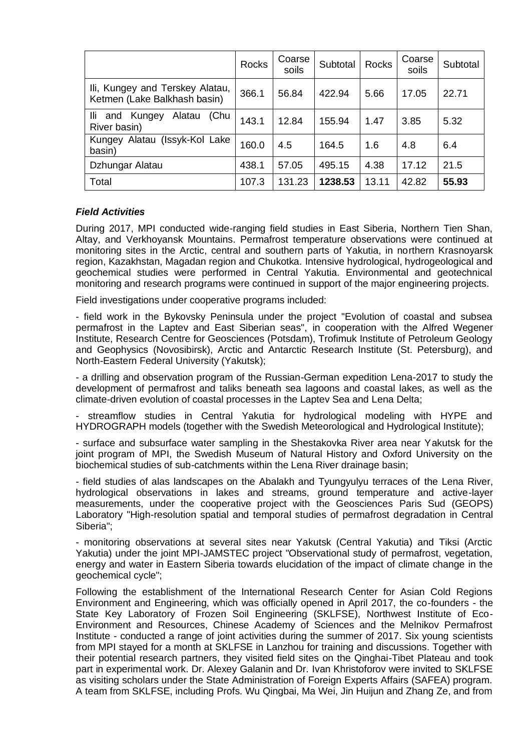| | Rocks | Coarse soils | Subtotal | Rocks | Coarse soils | Subtotal |
|---|---|---|---|---|---|---|
| Ili, Kungey and Terskey Alatau, Ketmen (Lake Balkhash basin) | 366.1 | 56.84 | 422.94 | 5.66 | 17.05 | 22.71 |
| Ili and Kungey Alatau (Chu River basin) | 143.1 | 12.84 | 155.94 | 1.47 | 3.85 | 5.32 |
| Kungey Alatau (Issyk-Kol Lake basin) | 160.0 | 4.5 | 164.5 | 1.6 | 4.8 | 6.4 |
| Dzhungar Alatau | 438.1 | 57.05 | 495.15 | 4.38 | 17.12 | 21.5 |
| Total | 107.3 | 131.23 | **1238.53** | 13.11 | 42.82 | **55.93** |

***Field Activities***

During 2017, MPI conducted wide-ranging field studies in East Siberia, Northern Tien Shan, Altay, and Verkhoyansk Mountains. Permafrost temperature observations were continued at monitoring sites in the Arctic, central and southern parts of Yakutia, in northern Krasnoyarsk region, Kazakhstan, Magadan region and Chukotka. Intensive hydrological, hydrogeological and geochemical studies were performed in Central Yakutia. Environmental and geotechnical monitoring and research programs were continued in support of the major engineering projects.

Field investigations under cooperative programs included:

- field work in the Bykovsky Peninsula under the project "Evolution of coastal and subsea permafrost in the Laptev and East Siberian seas", in cooperation with the Alfred Wegener Institute, Research Centre for Geosciences (Potsdam), Trofimuk Institute of Petroleum Geology and Geophysics (Novosibirsk), Arctic and Antarctic Research Institute (St. Petersburg), and North-Eastern Federal University (Yakutsk);

- a drilling and observation program of the Russian-German expedition Lena-2017 to study the development of permafrost and taliks beneath sea lagoons and coastal lakes, as well as the climate-driven evolution of coastal processes in the Laptev Sea and Lena Delta;

- streamflow studies in Central Yakutia for hydrological modeling with HYPE and HYDROGRAPH models (together with the Swedish Meteorological and Hydrological Institute);

- surface and subsurface water sampling in the Shestakovka River area near Yakutsk for the joint program of MPI, the Swedish Museum of Natural History and Oxford University on the biochemical studies of sub-catchments within the Lena River drainage basin;

- field studies of alas landscapes on the Abalakh and Tyungyulyu terraces of the Lena River, hydrological observations in lakes and streams, ground temperature and active-layer measurements, under the cooperative project with the Geosciences Paris Sud (GEOPS) Laboratory "High-resolution spatial and temporal studies of permafrost degradation in Central Siberia";

- monitoring observations at several sites near Yakutsk (Central Yakutia) and Tiksi (Arctic Yakutia) under the joint MPI-JAMSTEC project "Observational study of permafrost, vegetation, energy and water in Eastern Siberia towards elucidation of the impact of climate change in the geochemical cycle";

Following the establishment of the International Research Center for Asian Cold Regions Environment and Engineering, which was officially opened in April 2017, the co-founders - the State Key Laboratory of Frozen Soil Engineering (SKLFSE), Northwest Institute of Eco-Environment and Resources, Chinese Academy of Sciences and the Melnikov Permafrost Institute - conducted a range of joint activities during the summer of 2017. Six young scientists from MPI stayed for a month at SKLFSE in Lanzhou for training and discussions. Together with their potential research partners, they visited field sites on the Qinghai-Tibet Plateau and took part in experimental work. Dr. Alexey Galanin and Dr. Ivan Khristoforov were invited to SKLFSE as visiting scholars under the State Administration of Foreign Experts Affairs (SAFEA) program. A team from SKLFSE, including Profs. Wu Qingbai, Ma Wei, Jin Huijun and Zhang Ze, and from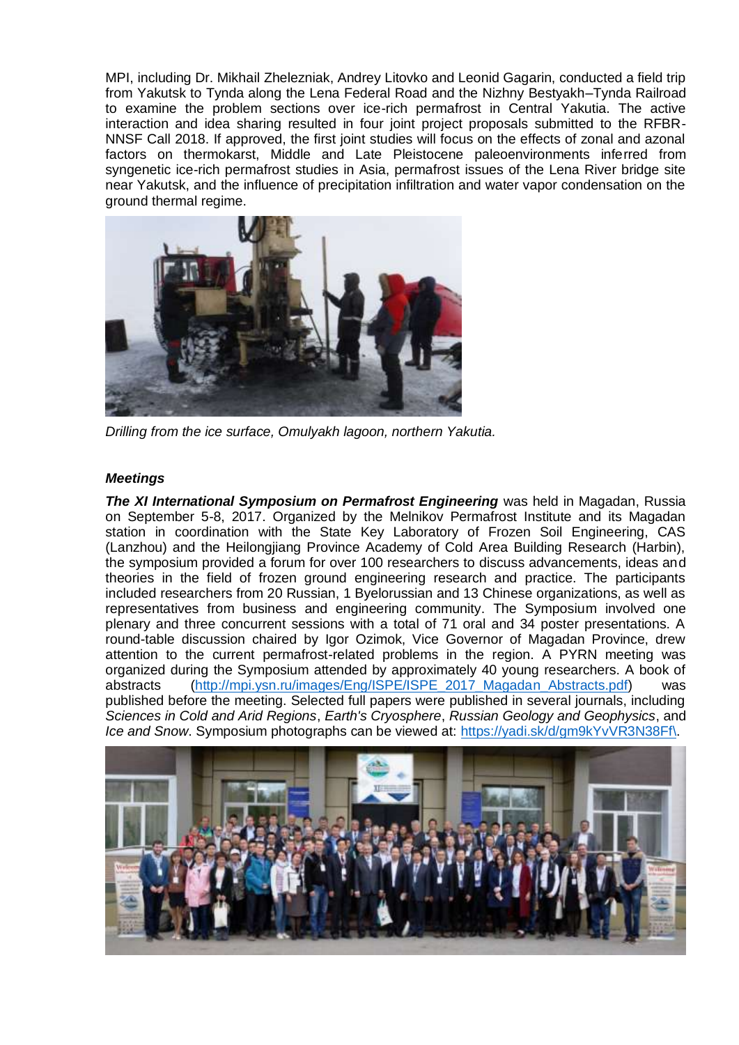MPI, including Dr. Mikhail Zhelezniak, Andrey Litovko and Leonid Gagarin, conducted a field trip from Yakutsk to Tynda along the Lena Federal Road and the Nizhny Bestyakh–Tynda Railroad to examine the problem sections over ice-rich permafrost in Central Yakutia. The active interaction and idea sharing resulted in four joint project proposals submitted to the RFBR-NNSF Call 2018. If approved, the first joint studies will focus on the effects of zonal and azonal factors on thermokarst, Middle and Late Pleistocene paleoenvironments inferred from syngenetic ice-rich permafrost studies in Asia, permafrost issues of the Lena River bridge site near Yakutsk, and the influence of precipitation infiltration and water vapor condensation on the ground thermal regime.

*Drilling from the ice surface, Omulyakh lagoon, northern Yakutia.*

### *Meetings*

***The XI International Symposium on Permafrost Engineering*** was held in Magadan, Russia on September 5-8, 2017. Organized by the Melnikov Permafrost Institute and its Magadan station in coordination with the State Key Laboratory of Frozen Soil Engineering, CAS (Lanzhou) and the Heilongjiang Province Academy of Cold Area Building Research (Harbin), the symposium provided a forum for over 100 researchers to discuss advancements, ideas and theories in the field of frozen ground engineering research and practice. The participants included researchers from 20 Russian, 1 Byelorussian and 13 Chinese organizations, as well as representatives from business and engineering community. The Symposium involved one plenary and three concurrent sessions with a total of 71 oral and 34 poster presentations. A round-table discussion chaired by Igor Ozimok, Vice Governor of Magadan Province, drew attention to the current permafrost-related problems in the region. A PYRN meeting was organized during the Symposium attended by approximately 40 young researchers. A book of abstracts (http://mpi.ysn.ru/images/Eng/ISPE/ISPE_2017_Magadan_Abstracts.pdf) was published before the meeting. Selected full papers were published in several journals, including *Sciences in Cold and Arid Regions*, *Earth's Cryosphere*, *Russian Geology and Geophysics*, and *Ice and Snow*. Symposium photographs can be viewed at: https://yadi.sk/d/gm9kYvVR3N38Ff\.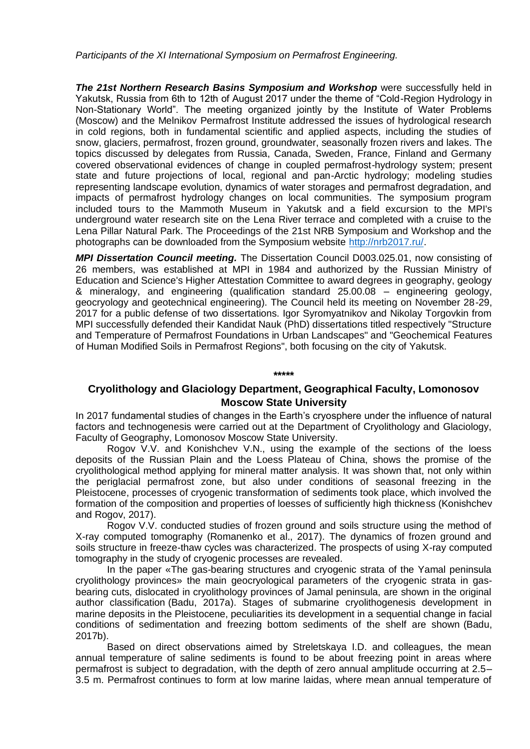*Participants of the XI International Symposium on Permafrost Engineering.*

***The 21st Northern Research Basins Symposium and Workshop*** were successfully held in Yakutsk, Russia from 6th to 12th of August 2017 under the theme of "Cold-Region Hydrology in Non-Stationary World". The meeting organized jointly by the Institute of Water Problems (Moscow) and the Melnikov Permafrost Institute addressed the issues of hydrological research in cold regions, both in fundamental scientific and applied aspects, including the studies of snow, glaciers, permafrost, frozen ground, groundwater, seasonally frozen rivers and lakes. The topics discussed by delegates from Russia, Canada, Sweden, France, Finland and Germany covered observational evidences of change in coupled permafrost-hydrology system; present state and future projections of local, regional and pan-Arctic hydrology; modeling studies representing landscape evolution, dynamics of water storages and permafrost degradation, and impacts of permafrost hydrology changes on local communities. The symposium program included tours to the Mammoth Museum in Yakutsk and a field excursion to the MPI's underground water research site on the Lena River terrace and completed with a cruise to the Lena Pillar Natural Park. The Proceedings of the 21st NRB Symposium and Workshop and the photographs can be downloaded from the Symposium website http://nrb2017.ru/.

***MPI Dissertation Council meeting.*** The Dissertation Council D003.025.01, now consisting of 26 members, was established at MPI in 1984 and authorized by the Russian Ministry of Education and Science's Higher Attestation Committee to award degrees in geography, geology & mineralogy, and engineering (qualification standard 25.00.08 – engineering geology, geocryology and geotechnical engineering). The Council held its meeting on November 28-29, 2017 for a public defense of two dissertations. Igor Syromyatnikov and Nikolay Torgovkin from MPI successfully defended their Kandidat Nauk (PhD) dissertations titled respectively "Structure and Temperature of Permafrost Foundations in Urban Landscapes" and "Geochemical Features of Human Modified Soils in Permafrost Regions", both focusing on the city of Yakutsk.

\*\*\*\*\*

## Cryolithology and Glaciology Department, Geographical Faculty, Lomonosov Moscow State University

In 2017 fundamental studies of changes in the Earth's cryosphere under the influence of natural factors and technogenesis were carried out at the Department of Cryolithology and Glaciology, Faculty of Geography, Lomonosov Moscow State University.

Rogov V.V. and Konishchev V.N., using the example of the sections of the loess deposits of the Russian Plain and the Loess Plateau of China, shows the promise of the cryolithological method applying for mineral matter analysis. It was shown that, not only within the periglacial permafrost zone, but also under conditions of seasonal freezing in the Pleistocene, processes of cryogenic transformation of sediments took place, which involved the formation of the composition and properties of loesses of sufficiently high thickness (Konishchev and Rogov, 2017).

Rogov V.V. conducted studies of frozen ground and soils structure using the method of X-ray computed tomography (Romanenko et al., 2017). The dynamics of frozen ground and soils structure in freeze-thaw cycles was characterized. The prospects of using X-ray computed tomography in the study of cryogenic processes are revealed.

In the paper «The gas-bearing structures and cryogenic strata of the Yamal peninsula cryolithology provinces» the main geocryological parameters of the cryogenic strata in gas-bearing cuts, dislocated in cryolithology provinces of Jamal peninsula, are shown in the original author classification (Badu, 2017a). Stages of submarine cryolithogenesis development in marine deposits in the Pleistocene, peculiarities its development in a sequential change in facial conditions of sedimentation and freezing bottom sediments of the shelf are shown (Badu, 2017b).

Based on direct observations aimed by Streletskaya I.D. and colleagues, the mean annual temperature of saline sediments is found to be about freezing point in areas where permafrost is subject to degradation, with the depth of zero annual amplitude occurring at 2.5–3.5 m. Permafrost continues to form at low marine laidas, where mean annual temperature of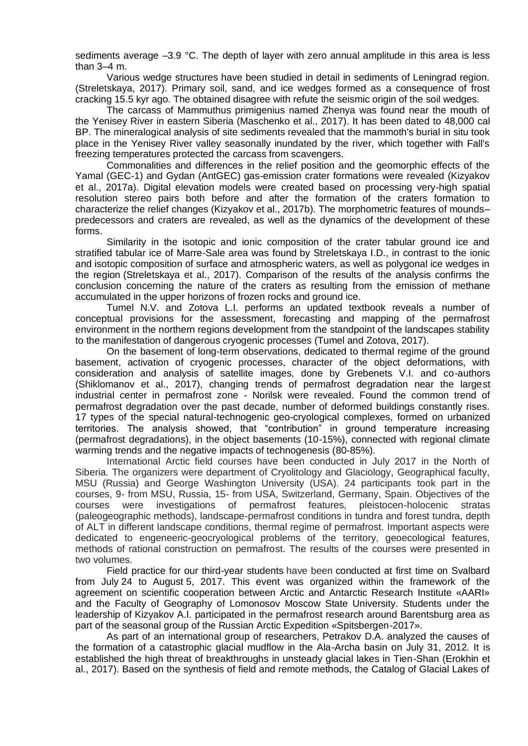sediments average –3.9 °C. The depth of layer with zero annual amplitude in this area is less than 3–4 m.

Various wedge structures have been studied in detail in sediments of Leningrad region. (Streletskaya, 2017). Primary soil, sand, and ice wedges formed as a consequence of frost cracking 15.5 kyr ago. The obtained disagree with refute the seismic origin of the soil wedges.

The carcass of Mammuthus primigenius named Zhenya was found near the mouth of the Yenisey River in eastern Siberia (Maschenko et al., 2017). It has been dated to 48,000 cal BP. The mineralogical analysis of site sediments revealed that the mammoth's burial in situ took place in the Yenisey River valley seasonally inundated by the river, which together with Fall's freezing temperatures protected the carcass from scavengers.

Commonalities and differences in the relief position and the geomorphic effects of the Yamal (GEC-1) and Gydan (AntGEC) gas-emission crater formations were revealed (Kizyakov et al., 2017a). Digital elevation models were created based on processing very-high spatial resolution stereo pairs both before and after the formation of the craters formation to characterize the relief changes (Kizyakov et al., 2017b). The morphometric features of mounds–predecessors and craters are revealed, as well as the dynamics of the development of these forms.

Similarity in the isotopic and ionic composition of the crater tabular ground ice and stratified tabular ice of Marre-Sale area was found by Streletskaya I.D., in contrast to the ionic and isotopic composition of surface and atmospheric waters, as well as polygonal ice wedges in the region (Streletskaya et al., 2017). Comparison of the results of the analysis confirms the conclusion concerning the nature of the craters as resulting from the emission of methane accumulated in the upper horizons of frozen rocks and ground ice.

Tumel N.V. and Zotova L.I. performs an updated textbook reveals a number of conceptual provisions for the assessment, forecasting and mapping of the permafrost environment in the northern regions development from the standpoint of the landscapes stability to the manifestation of dangerous cryogenic processes (Tumel and Zotova, 2017).

On the basement of long-term observations, dedicated to thermal regime of the ground basement, activation of cryogenic processes, character of the object deformations, with consideration and analysis of satellite images, done by Grebenets V.I. and co-authors (Shiklomanov et al., 2017), changing trends of permafrost degradation near the largest industrial center in permafrost zone - Norilsk were revealed. Found the common trend of permafrost degradation over the past decade, number of deformed buildings constantly rises. 17 types of the special natural-technogenic geo-cryological complexes, formed on urbanized territories. The analysis showed, that "contribution" in ground temperature increasing (permafrost degradations), in the object basements (10-15%), connected with regional climate warming trends and the negative impacts of technogenesis (80-85%).

International Arctic field courses have been conducted in July 2017 in the North of Siberia. The organizers were department of Cryolitology and Glaciology, Geographical faculty, MSU (Russia) and George Washington University (USA). 24 participants took part in the courses, 9- from MSU, Russia, 15- from USA, Switzerland, Germany, Spain. Objectives of the courses were investigations of permafrost features, pleistocen-holocenic stratas (paleogeographic methods), landscape-permafrost conditions in tundra and forest tundra, depth of ALT in different landscape conditions, thermal regime of permafrost. Important aspects were dedicated to engeneeric-geocryological problems of the territory, geoecological features, methods of rational construction on permafrost. The results of the courses were presented in two volumes.

Field practice for our third-year students have been conducted at first time on Svalbard from July 24 to August 5, 2017. This event was organized within the framework of the agreement on scientific cooperation between Arctic and Antarctic Research Institute «AARI» and the Faculty of Geography of Lomonosov Moscow State University. Students under the leadership of Kizyakov A.I. participated in the permafrost research around Barentsburg area as part of the seasonal group of the Russian Arctic Expedition «Spitsbergen-2017».

As part of an international group of researchers, Petrakov D.A. analyzed the causes of the formation of a catastrophic glacial mudflow in the Ala-Archa basin on July 31, 2012. It is established the high threat of breakthroughs in unsteady glacial lakes in Tien-Shan (Erokhin et al., 2017). Based on the synthesis of field and remote methods, the Catalog of Glacial Lakes of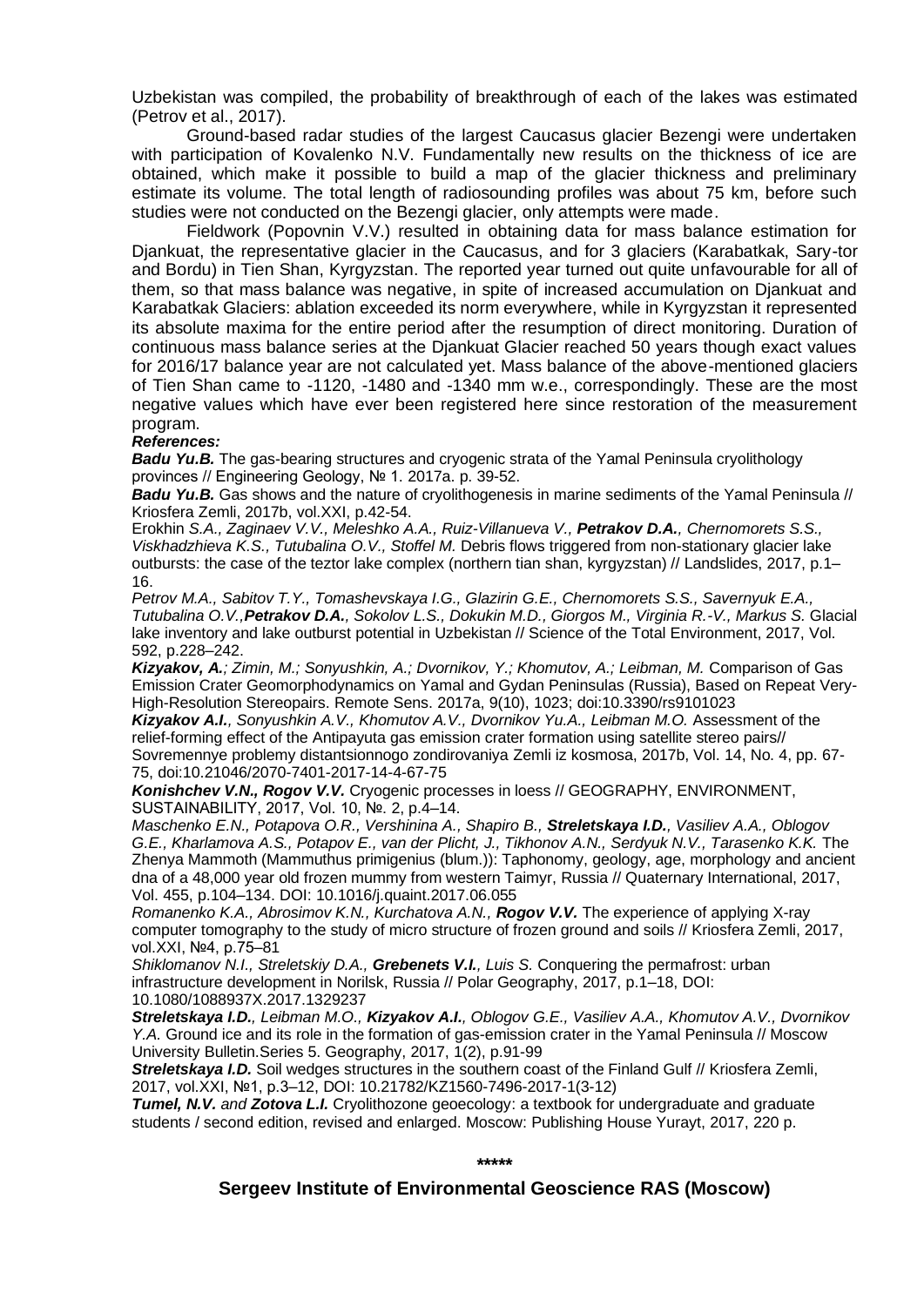Uzbekistan was compiled, the probability of breakthrough of each of the lakes was estimated (Petrov et al., 2017).

Ground-based radar studies of the largest Caucasus glacier Bezengi were undertaken with participation of Kovalenko N.V. Fundamentally new results on the thickness of ice are obtained, which make it possible to build a map of the glacier thickness and preliminary estimate its volume. The total length of radiosounding profiles was about 75 km, before such studies were not conducted on the Bezengi glacier, only attempts were made.

Fieldwork (Popovnin V.V.) resulted in obtaining data for mass balance estimation for Djankuat, the representative glacier in the Caucasus, and for 3 glaciers (Karabatkak, Sary-tor and Bordu) in Tien Shan, Kyrgyzstan. The reported year turned out quite unfavourable for all of them, so that mass balance was negative, in spite of increased accumulation on Djankuat and Karabatkak Glaciers: ablation exceeded its norm everywhere, while in Kyrgyzstan it represented its absolute maxima for the entire period after the resumption of direct monitoring. Duration of continuous mass balance series at the Djankuat Glacier reached 50 years though exact values for 2016/17 balance year are not calculated yet. Mass balance of the above-mentioned glaciers of Tien Shan came to -1120, -1480 and -1340 mm w.e., correspondingly. These are the most negative values which have ever been registered here since restoration of the measurement program.

***References:***

***Badu Yu.B.*** The gas-bearing structures and cryogenic strata of the Yamal Peninsula cryolithology provinces // Engineering Geology, № 1. 2017a. p. 39-52.

***Badu Yu.B.*** Gas shows and the nature of cryolithogenesis in marine sediments of the Yamal Peninsula // Kriosfera Zemli, 2017b, vol.XXI, p.42-54.

Erokhin *S.A., Zaginaev V.V., Meleshko A.A., Ruiz-Villanueva V.,* ***Petrakov D.A.****, Chernomorets S.S., Viskhadzhieva K.S., Tutubalina O.V., Stoffel M.* Debris flows triggered from non-stationary glacier lake outbursts: the case of the teztor lake complex (northern tian shan, kyrgyzstan) // Landslides, 2017, p.1–16.

*Petrov M.A., Sabitov T.Y., Tomashevskaya I.G., Glazirin G.E., Chernomorets S.S., Savernyuk E.A., Tutubalina O.V.,****Petrakov D.A.****, Sokolov L.S., Dokukin M.D., Giorgos M., Virginia R.-V., Markus S.* Glacial lake inventory and lake outburst potential in Uzbekistan // Science of the Total Environment, 2017, Vol. 592, p.228–242.

***Kizyakov, A.****; Zimin, M.; Sonyushkin, A.; Dvornikov, Y.; Khomutov, A.; Leibman, M.* Comparison of Gas Emission Crater Geomorphodynamics on Yamal and Gydan Peninsulas (Russia), Based on Repeat Very-High-Resolution Stereopairs. Remote Sens. 2017a, 9(10), 1023; doi:10.3390/rs9101023

***Kizyakov A.I.****, Sonyushkin A.V., Khomutov A.V., Dvornikov Yu.A., Leibman M.O.* Assessment of the relief-forming effect of the Antipayuta gas emission crater formation using satellite stereo pairs// Sovremennye problemy distantsionnogo zondirovaniya Zemli iz kosmosa, 2017b, Vol. 14, No. 4, pp. 67-75, doi:10.21046/2070-7401-2017-14-4-67-75

***Konishchev V.N., Rogov V.V.*** Cryogenic processes in loess // GEOGRAPHY, ENVIRONMENT, SUSTAINABILITY, 2017, Vol. 10, №. 2, p.4–14.

*Maschenko E.N., Potapova O.R., Vershinina A., Shapiro B.,* ***Streletskaya I.D.****, Vasiliev A.A., Oblogov G.E., Kharlamova A.S., Potapov E., van der Plicht, J., Tikhonov A.N., Serdyuk N.V., Tarasenko K.K.* The Zhenya Mammoth (Mammuthus primigenius (blum.)): Taphonomy, geology, age, morphology and ancient dna of a 48,000 year old frozen mummy from western Taimyr, Russia // Quaternary International, 2017, Vol. 455, p.104–134. DOI: 10.1016/j.quaint.2017.06.055

*Romanenko K.A., Abrosimov K.N., Kurchatova A.N.,* ***Rogov V.V.*** The experience of applying X-ray computer tomography to the study of micro structure of frozen ground and soils // Kriosfera Zemli, 2017, vol.XXI, №4, p.75–81

*Shiklomanov N.I., Streletskiy D.A.,* ***Grebenets V.I.****, Luis S.* Conquering the permafrost: urban infrastructure development in Norilsk, Russia // Polar Geography, 2017, p.1–18, DOI: 10.1080/1088937X.2017.1329237

***Streletskaya I.D.****, Leibman M.O.,* ***Kizyakov A.I.****, Oblogov G.E., Vasiliev A.A., Khomutov A.V., Dvornikov Y.A.* Ground ice and its role in the formation of gas-emission crater in the Yamal Peninsula // Moscow University Bulletin.Series 5. Geography, 2017, 1(2), p.91-99

***Streletskaya I.D.*** Soil wedges structures in the southern coast of the Finland Gulf // Kriosfera Zemli, 2017, vol.XXI, №1, p.3–12, DOI: 10.21782/KZ1560-7496-2017-1(3-12)

***Tumel, N.V.*** *and* ***Zotova L.I.*** Cryolithozone geoecology: a textbook for undergraduate and graduate students / second edition, revised and enlarged. Moscow: Publishing House Yurayt, 2017, 220 p.

*****

## Sergeev Institute of Environmental Geoscience RAS (Moscow)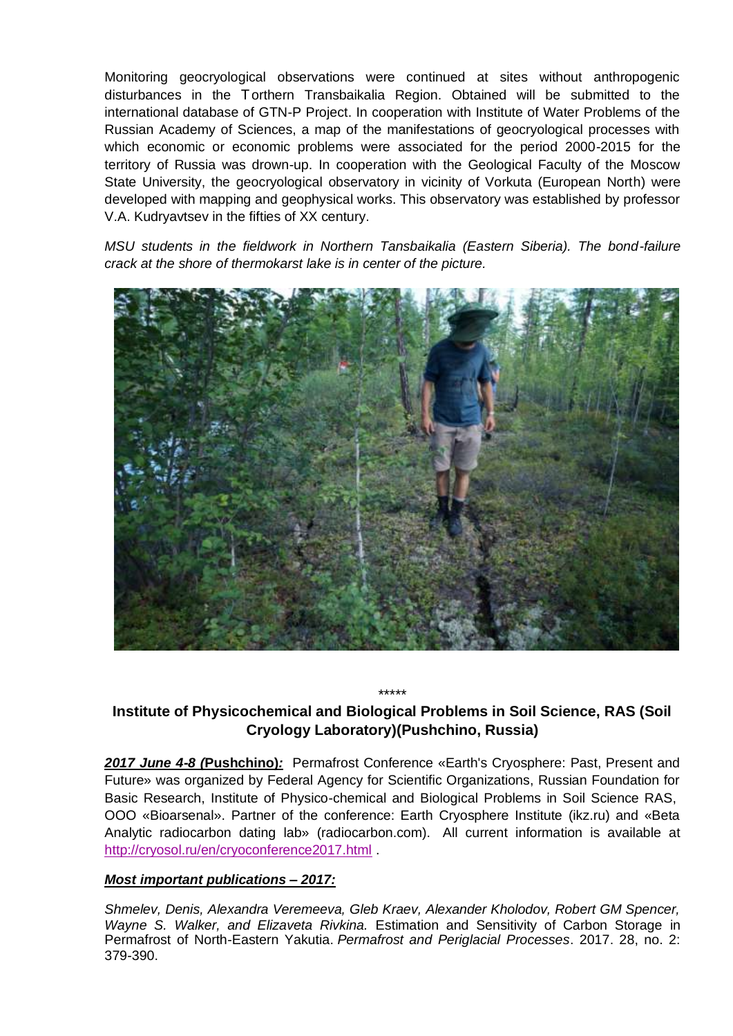Monitoring geocryological observations were continued at sites without anthropogenic disturbances in the Torthern Transbaikalia Region. Obtained will be submitted to the international database of GTN-P Project. In cooperation with Institute of Water Problems of the Russian Academy of Sciences, a map of the manifestations of geocryological processes with which economic or economic problems were associated for the period 2000-2015 for the territory of Russia was drown-up. In cooperation with the Geological Faculty of the Moscow State University, the geocryological observatory in vicinity of Vorkuta (European North) were developed with mapping and geophysical works. This observatory was established by professor V.A. Kudryavtsev in the fifties of XX century.

*MSU students in the fieldwork in Northern Tansbaikalia (Eastern Siberia). The bond-failure crack at the shore of thermokarst lake is in center of the picture.*

\*\*\*\*\*

## Institute of Physicochemical and Biological Problems in Soil Science, RAS (Soil Cryology Laboratory)(Pushchino, Russia)

***2017 June 4-8 (Pushchino):*** Permafrost Conference «Earth's Cryosphere: Past, Present and Future» was organized by Federal Agency for Scientific Organizations, Russian Foundation for Basic Research, Institute of Physico-chemical and Biological Problems in Soil Science RAS, OOO «Bioarsenal». Partner of the conference: Earth Cryosphere Institute (ikz.ru) and «Beta Analytic radiocarbon dating lab» (radiocarbon.com). All current information is available at http://cryosol.ru/en/cryoconference2017.html .

***Most important publications – 2017:***

*Shmelev, Denis, Alexandra Veremeeva, Gleb Kraev, Alexander Kholodov, Robert GM Spencer, Wayne S. Walker, and Elizaveta Rivkina.* Estimation and Sensitivity of Carbon Storage in Permafrost of North-Eastern Yakutia. *Permafrost and Periglacial Processes*. 2017. 28, no. 2: 379-390.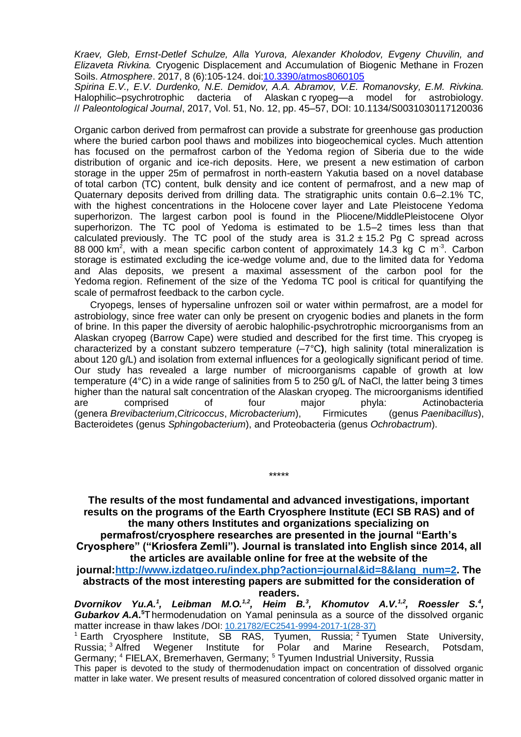*Kraev, Gleb, Ernst-Detlef Schulze, Alla Yurova, Alexander Kholodov, Evgeny Chuvilin, and Elizaveta Rivkina.* Cryogenic Displacement and Accumulation of Biogenic Methane in Frozen Soils. *Atmosphere*. 2017, 8 (6):105-124. doi:[10.3390/atmos8060105](10.3390/atmos8060105)

*Spirina E.V., E.V. Durdenko, N.E. Demidov, A.A. Abramov, V.E. Romanovsky, E.M. Rivkina.* Halophilic–psychrotrophic dacteria of Alaskan c ryopeg—a model for astrobiology. // *Paleontological Journal*, 2017, Vol. 51, No. 12, pp. 45–57, DOI: 10.1134/S0031030117120036

Organic carbon derived from permafrost can provide a substrate for greenhouse gas production where the buried carbon pool thaws and mobilizes into biogeochemical cycles. Much attention has focused on the permafrost carbon of the Yedoma region of Siberia due to the wide distribution of organic and ice-rich deposits. Here, we present a new estimation of carbon storage in the upper 25m of permafrost in north-eastern Yakutia based on a novel database of total carbon (TC) content, bulk density and ice content of permafrost, and a new map of Quaternary deposits derived from drilling data. The stratigraphic units contain 0.6–2.1% TC, with the highest concentrations in the Holocene cover layer and Late Pleistocene Yedoma superhorizon. The largest carbon pool is found in the Pliocene/MiddlePleistocene Olyor superhorizon. The TC pool of Yedoma is estimated to be 1.5–2 times less than that calculated previously. The TC pool of the study area is $31.2 \pm 15.2$ Pg C spread across 88 000 $km^2$, with a mean specific carbon content of approximately 14.3 kg C $m^{-3}$. Carbon storage is estimated excluding the ice-wedge volume and, due to the limited data for Yedoma and Alas deposits, we present a maximal assessment of the carbon pool for the Yedoma region. Refinement of the size of the Yedoma TC pool is critical for quantifying the scale of permafrost feedback to the carbon cycle.

Cryopegs, lenses of hypersaline unfrozen soil or water within permafrost, are a model for astrobiology, since free water can only be present on cryogenic bodies and planets in the form of brine. In this paper the diversity of aerobic halophilic-psychrotrophic microorganisms from an Alaskan cryopeg (Barrow Cape) were studied and described for the first time. This cryopeg is characterized by a constant subzero temperature (–7°C**)**, high salinity (total mineralization is about 120 g/L) and isolation from external influences for a geologically significant period of time. Our study has revealed a large number of microorganisms capable of growth at low temperature (4°C) in a wide range of salinities from 5 to 250 g/L of NaCl, the latter being 3 times higher than the natural salt concentration of the Alaskan cryopeg. The microorganisms identified are comprised of four major phyla: Actinobacteria (genera *Brevibacterium*,*Citricoccus*, *Microbacterium*), Firmicutes (genus *Paenibacillus*), Bacteroidetes (genus *Sphingobacterium*), and Proteobacteria (genus *Ochrobactrum*).

\*\*\*\*\*

**The results of the most fundamental and advanced investigations, important results on the programs of the Earth Cryosphere Institute (ECI SB RAS) and of the many others Institutes and organizations specializing on permafrost/cryosphere researches are presented in the journal "Earth's Cryosphere" ("Kriosfera Zemli"). Journal is translated into English since 2014, all the articles are available online for free at the website of the journal:[http://www.izdatgeo.ru/index.php?action=journal&id=8&lang_num=2](http://www.izdatgeo.ru/index.php?action=journal&id=8&lang_num=2). The abstracts of the most interesting papers are submitted for the consideration of readers.**

***Dvornikov Yu.A.[1], Leibman M.O.[1,2], Heim B.[3], Khomutov A.V.[1,2], Roessler S.[4], Gubarkov A.A.[5]*** Thermodenudation on Yamal peninsula as a source of the dissolved organic matter increase in thaw lakes /DOI: [10.21782/EC2541-9994-2017-1(28-37)](10.21782/EC2541-9994-2017-1(28-37))

[1] Earth Cryosphere Institute, SB RAS, Tyumen, Russia; [2] Tyumen State University, Russia; [3] Alfred Wegener Institute for Polar and Marine Research, Potsdam, Germany; [4] FIELAX, Bremerhaven, Germany; [5] Tyumen Industrial University, Russia

This paper is devoted to the study of thermodenudation impact on concentration of dissolved organic matter in lake water. We present results of measured concentration of colored dissolved organic matter in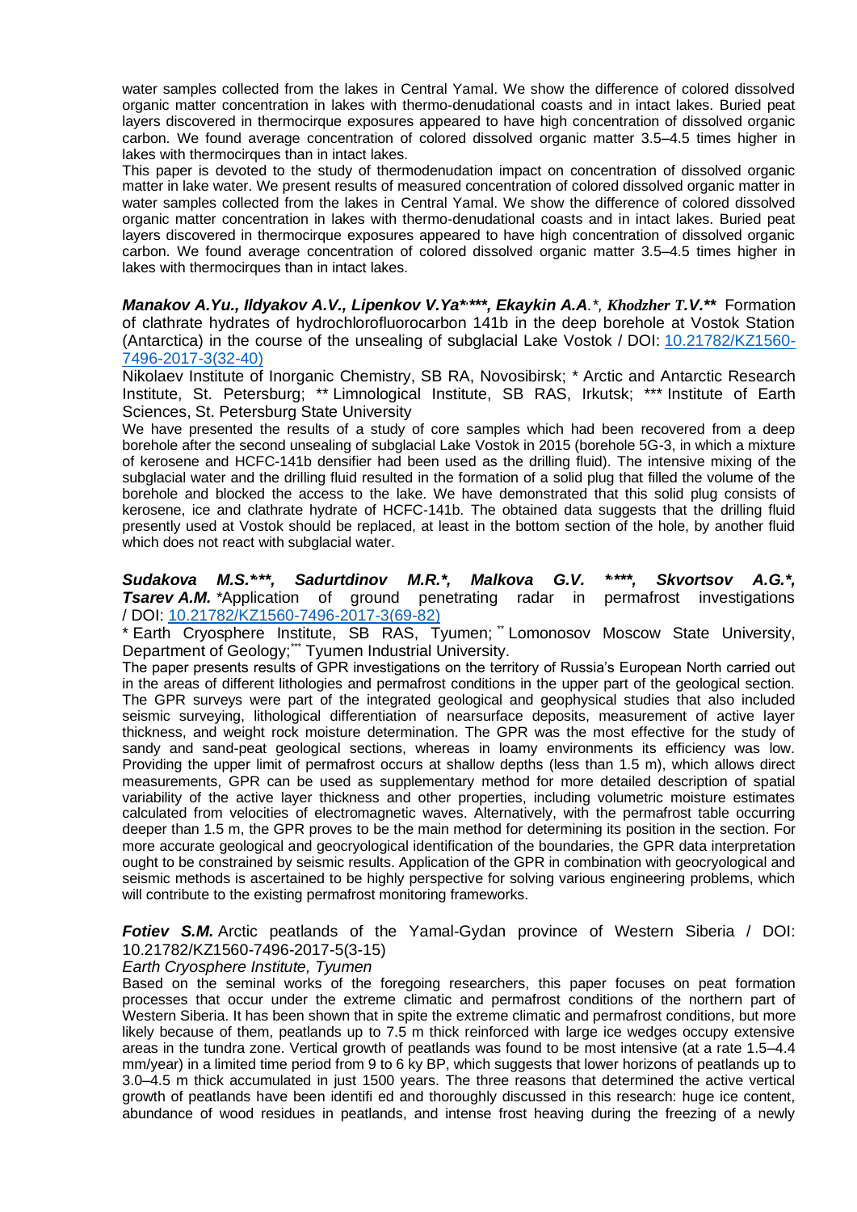water samples collected from the lakes in Central Yamal. We show the difference of colored dissolved organic matter concentration in lakes with thermo-denudational coasts and in intact lakes. Buried peat layers discovered in thermocirque exposures appeared to have high concentration of dissolved organic carbon. We found average concentration of colored dissolved organic matter 3.5–4.5 times higher in lakes with thermocirques than in intact lakes.

This paper is devoted to the study of thermodenudation impact on concentration of dissolved organic matter in lake water. We present results of measured concentration of colored dissolved organic matter in water samples collected from the lakes in Central Yamal. We show the difference of colored dissolved organic matter concentration in lakes with thermo-denudational coasts and in intact lakes. Buried peat layers discovered in thermocirque exposures appeared to have high concentration of dissolved organic carbon. We found average concentration of colored dissolved organic matter 3.5–4.5 times higher in lakes with thermocirques than in intact lakes.

***Manakov A.Yu., Ildyakov A.V., Lipenkov V.Ya*,***, Ekaykin A.A.*, Khodzher T.V.**** Formation of clathrate hydrates of hydrochlorofluorocarbon 141b in the deep borehole at Vostok Station (Antarctica) in the course of the unsealing of subglacial Lake Vostok / DOI: 10.21782/KZ1560-7496-2017-3(32-40)

Nikolaev Institute of Inorganic Chemistry, SB RA, Novosibirsk; * Arctic and Antarctic Research Institute, St. Petersburg; ** Limnological Institute, SB RAS, Irkutsk; *** Institute of Earth Sciences, St. Petersburg State University

We have presented the results of a study of core samples which had been recovered from a deep borehole after the second unsealing of subglacial Lake Vostok in 2015 (borehole 5G-3, in which a mixture of kerosene and HCFC-141b densifier had been used as the drilling fluid). The intensive mixing of the subglacial water and the drilling fluid resulted in the formation of a solid plug that filled the volume of the borehole and blocked the access to the lake. We have demonstrated that this solid plug consists of kerosene, ice and clathrate hydrate of HCFC-141b. The obtained data suggests that the drilling fluid presently used at Vostok should be replaced, at least in the bottom section of the hole, by another fluid which does not react with subglacial water.

***Sudakova M.S.*,**, Sadurtdinov M.R.*, Malkova G.V. *,***, Skvortsov A.G.*, Tsarev A.M.*** *Application of ground penetrating radar in permafrost investigations / DOI: 10.21782/KZ1560-7496-2017-3(69-82)

* Earth Cryosphere Institute, SB RAS, Tyumen; ** Lomonosov Moscow State University, Department of Geology; *** Tyumen Industrial University.

The paper presents results of GPR investigations on the territory of Russia's European North carried out in the areas of different lithologies and permafrost conditions in the upper part of the geological section. The GPR surveys were part of the integrated geological and geophysical studies that also included seismic surveying, lithological differentiation of nearsurface deposits, measurement of active layer thickness, and weight rock moisture determination. The GPR was the most effective for the study of sandy and sand-peat geological sections, whereas in loamy environments its efficiency was low. Providing the upper limit of permafrost occurs at shallow depths (less than 1.5 m), which allows direct measurements, GPR can be used as supplementary method for more detailed description of spatial variability of the active layer thickness and other properties, including volumetric moisture estimates calculated from velocities of electromagnetic waves. Alternatively, with the permafrost table occurring deeper than 1.5 m, the GPR proves to be the main method for determining its position in the section. For more accurate geological and geocryological identification of the boundaries, the GPR data interpretation ought to be constrained by seismic results. Application of the GPR in combination with geocryological and seismic methods is ascertained to be highly perspective for solving various engineering problems, which will contribute to the existing permafrost monitoring frameworks.

***Fotiev S.M.*** Arctic peatlands of the Yamal-Gydan province of Western Siberia / DOI: 10.21782/KZ1560-7496-2017-5(3-15)

*Earth Cryosphere Institute, Tyumen*

Based on the seminal works of the foregoing researchers, this paper focuses on peat formation processes that occur under the extreme climatic and permafrost conditions of the northern part of Western Siberia. It has been shown that in spite the extreme climatic and permafrost conditions, but more likely because of them, peatlands up to 7.5 m thick reinforced with large ice wedges occupy extensive areas in the tundra zone. Vertical growth of peatlands was found to be most intensive (at a rate 1.5–4.4 mm/year) in a limited time period from 9 to 6 ky BP, which suggests that lower horizons of peatlands up to 3.0–4.5 m thick accumulated in just 1500 years. The three reasons that determined the active vertical growth of peatlands have been identifi ed and thoroughly discussed in this research: huge ice content, abundance of wood residues in peatlands, and intense frost heaving during the freezing of a newly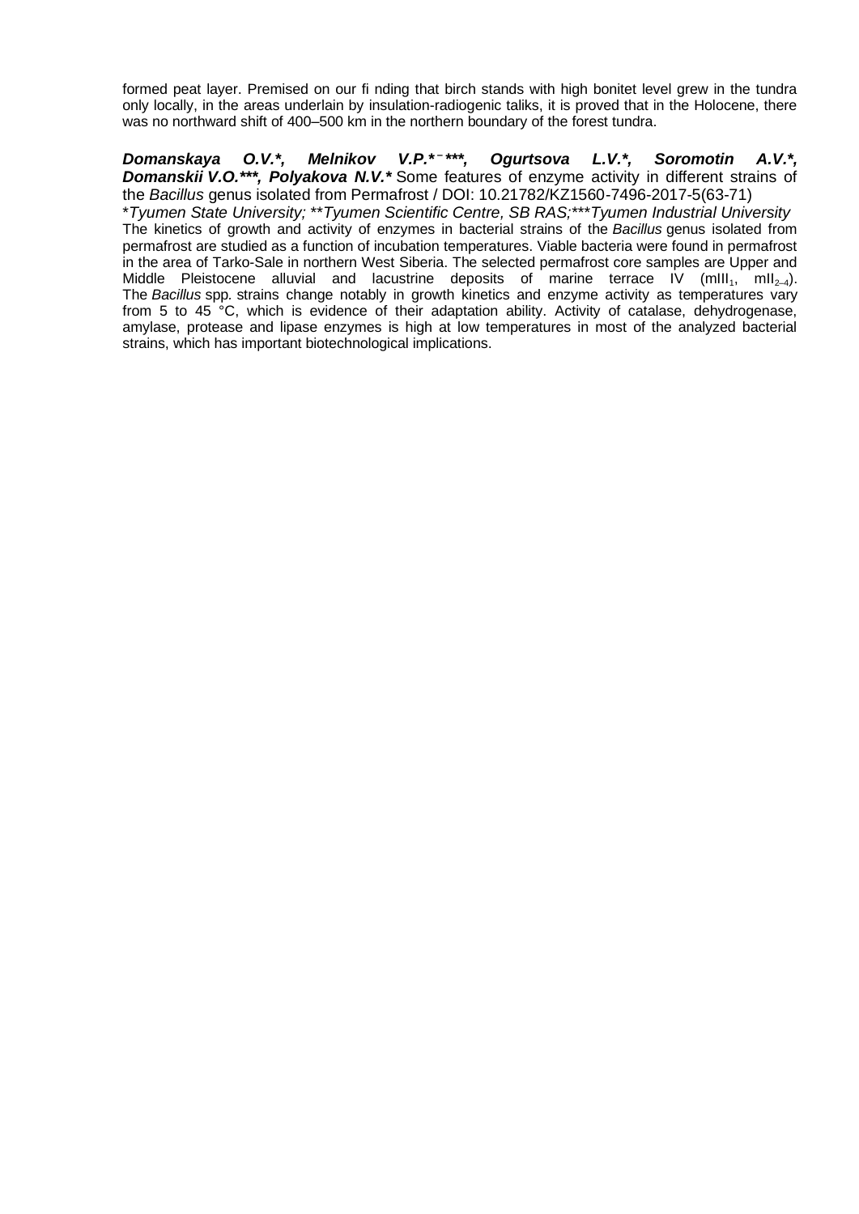formed peat layer. Premised on our fi nding that birch stands with high bonitet level grew in the tundra only locally, in the areas underlain by insulation-radiogenic taliks, it is proved that in the Holocene, there was no northward shift of 400–500 km in the northern boundary of the forest tundra.

***Domanskaya O.V.\*, Melnikov V.P.\*⁻\*\*\*, Ogurtsova L.V.\*, Soromotin A.V.\*, Domanskii V.O.\*\*\*, Polyakova N.V.\**** Some features of enzyme activity in different strains of the *Bacillus* genus isolated from Permafrost / DOI: 10.21782/KZ1560-7496-2017-5(63-71)

\**Tyumen State University;* \*\**Tyumen Scientific Centre, SB RAS;*\*\*\**Tyumen Industrial University*

The kinetics of growth and activity of enzymes in bacterial strains of the *Bacillus* genus isolated from permafrost are studied as a function of incubation temperatures. Viable bacteria were found in permafrost in the area of Tarko-Sale in northern West Siberia. The selected permafrost core samples are Upper and Middle Pleistocene alluvial and lacustrine deposits of marine terrace IV ($mIII_1$, $mII_{2-4}$). The *Bacillus* spp. strains change notably in growth kinetics and enzyme activity as temperatures vary from 5 to 45 °C, which is evidence of their adaptation ability. Activity of catalase, dehydrogenase, amylase, protease and lipase enzymes is high at low temperatures in most of the analyzed bacterial strains, which has important biotechnological implications.